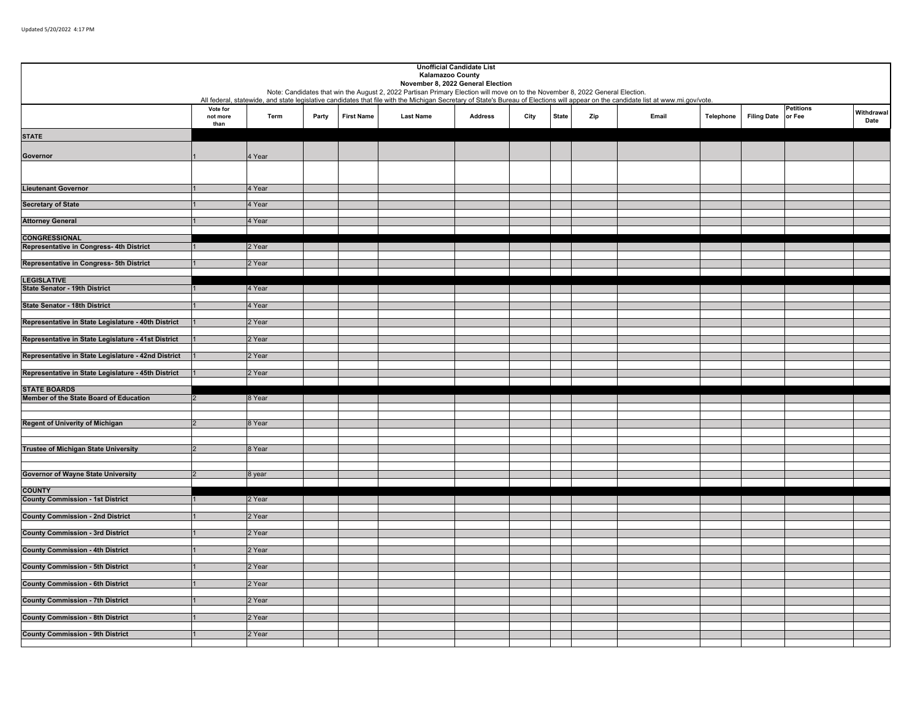Updated 5/20/2022 4:17 PM

**Unofficial Candidate List**
**Kalamazoo County**
**November 8, 2022 General Election**

Note: Candidates that win the August 2, 2022 Partisan Primary Election will move on to the November 8, 2022 General Election.
All federal, statewide, and state legislative candidates that file with the Michigan Secretary of State's Bureau of Elections will appear on the candidate list at www.mi.gov/vote.

| | Vote for not more than | Term | Party | First Name | Last Name | Address | City | State | Zip | Email | Telephone | Filing Date | Petitions or Fee | Withdrawal Date |
|---|---|---|---|---|---|---|---|---|---|---|---|---|---|---|
| **STATE** | | | | | | | | | | | | | | |
| **Governor** | 1 | 4 Year | | | | | | | | | | | | |
| **Lieutenant Governor** | 1 | 4 Year | | | | | | | | | | | | |
| **Secretary of State** | 1 | 4 Year | | | | | | | | | | | | |
| **Attorney General** | 1 | 4 Year | | | | | | | | | | | | |
| **CONGRESSIONAL** | | | | | | | | | | | | | | |
| **Representative in Congress- 4th District** | 1 | 2 Year | | | | | | | | | | | | |
| **Representative in Congress- 5th District** | 1 | 2 Year | | | | | | | | | | | | |
| **LEGISLATIVE** | | | | | | | | | | | | | | |
| **State Senator - 19th District** | 1 | 4 Year | | | | | | | | | | | | |
| **State Senator - 18th District** | 1 | 4 Year | | | | | | | | | | | | |
| **Representative in State Legislature - 40th District** | 1 | 2 Year | | | | | | | | | | | | |
| **Representative in State Legislature - 41st District** | 1 | 2 Year | | | | | | | | | | | | |
| **Representative in State Legislature - 42nd District** | 1 | 2 Year | | | | | | | | | | | | |
| **Representative in State Legislature - 45th District** | 1 | 2 Year | | | | | | | | | | | | |
| **STATE BOARDS** | | | | | | | | | | | | | | |
| **Member of the State Board of Education** | 2 | 8 Year | | | | | | | | | | | | |
| **Regent of Univerity of Michigan** | 2 | 8 Year | | | | | | | | | | | | |
| **Trustee of Michigan State University** | 2 | 8 Year | | | | | | | | | | | | |
| **Governor of Wayne State University** | 2 | 8 year | | | | | | | | | | | | |
| **COUNTY** | | | | | | | | | | | | | | |
| **County Commission - 1st District** | 1 | 2 Year | | | | | | | | | | | | |
| **County Commission - 2nd District** | 1 | 2 Year | | | | | | | | | | | | |
| **County Commission - 3rd District** | 1 | 2 Year | | | | | | | | | | | | |
| **County Commission - 4th District** | 1 | 2 Year | | | | | | | | | | | | |
| **County Commission - 5th District** | 1 | 2 Year | | | | | | | | | | | | |
| **County Commission - 6th District** | 1 | 2 Year | | | | | | | | | | | | |
| **County Commission - 7th District** | 1 | 2 Year | | | | | | | | | | | | |
| **County Commission - 8th District** | 1 | 2 Year | | | | | | | | | | | | |
| **County Commission - 9th District** | 1 | 2 Year | | | | | | | | | | | | |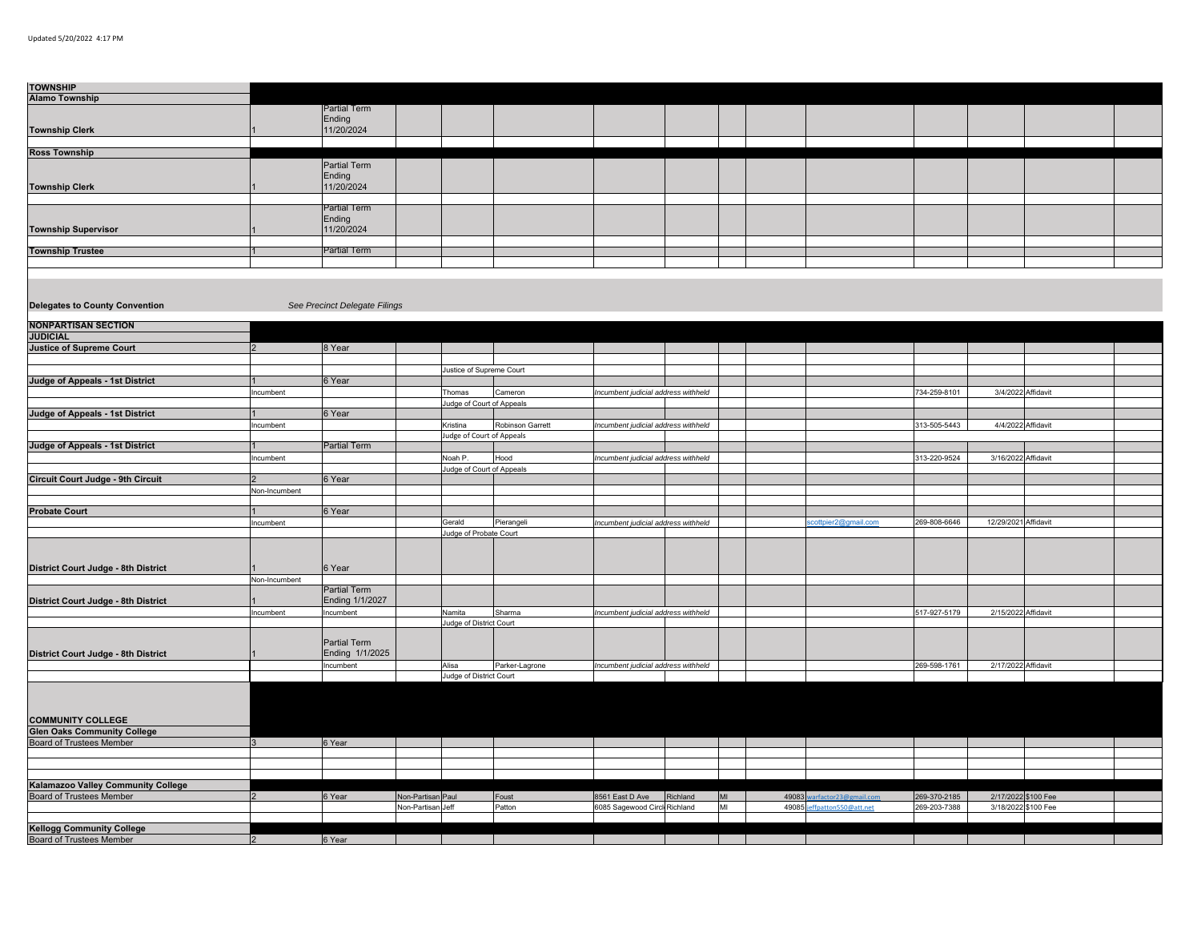Updated 5/20/2022 4:17 PM

| | | | | | | | | | | | | | | |
|---|---|---|---|---|---|---|---|---|---|---|---|---|---|---|
| **TOWNSHIP** | | | | | | | | | | | | | | |
| **Alamo Township** | | | | | | | | | | | | | | |
| **Township Clerk** | 1 | Partial Term Ending 11/20/2024 | | | | | | | | | | | | |
| **Ross Township** | | | | | | | | | | | | | | |
| **Township Clerk** | 1 | Partial Term Ending 11/20/2024 | | | | | | | | | | | | |
| **Township Supervisor** | 1 | Partial Term Ending 11/20/2024 | | | | | | | | | | | | |
| **Township Trustee** | 1 | Partial Term | | | | | | | | | | | | |
| **Delegates to County Convention** | | *See Precinct Delegate Filings* | | | | | | | | | | | | |
| **NONPARTISAN SECTION** | | | | | | | | | | | | | | |
| **JUDICIAL** | | | | | | | | | | | | | | |
| **Justice of Supreme Court** | 2 | 8 Year | | | | | | | | | | | | |
| | | | | Justice of Supreme Court | | | | | | | | | | |
| **Judge of Appeals - 1st District** | 1 | 6 Year | | | | | | | | | | | | |
| | Incumbent | | | Thomas | Cameron | *Incumbent judicial address withheld* | | | | | 734-259-8101 | 3/4/2022 | Affidavit | |
| | | | | Judge of Court of Appeals | | | | | | | | | | |
| **Judge of Appeals - 1st District** | 1 | 6 Year | | | | | | | | | | | | |
| | Incumbent | | | Kristina | Robinson Garrett | *Incumbent judicial address withheld* | | | | | 313-505-5443 | 4/4/2022 | Affidavit | |
| | | | | Judge of Court of Appeals | | | | | | | | | | |
| **Judge of Appeals - 1st District** | 1 | Partial Term | | | | | | | | | | | | |
| | Incumbent | | | Noah P. | Hood | *Incumbent judicial address withheld* | | | | | 313-220-9524 | 3/16/2022 | Affidavit | |
| | | | | Judge of Court of Appeals | | | | | | | | | | |
| **Circuit Court Judge - 9th Circuit** | 2 | 6 Year | | | | | | | | | | | | |
| | Non-Incumbent | | | | | | | | | | | | | |
| **Probate Court** | 1 | 6 Year | | | | | | | | | | | | |
| | Incumbent | | | Gerald | Pierangeli | *Incumbent judicial address withheld* | | | | scottpier2@gmail.com | 269-808-6646 | 12/29/2021 | Affidavit | |
| | | | | Judge of Probate Court | | | | | | | | | | |
| **District Court Judge - 8th District** | 1 | 6 Year | | | | | | | | | | | | |
| | Non-Incumbent | | | | | | | | | | | | | |
| **District Court Judge - 8th District** | 1 | Partial Term Ending 1/1/2027 | | | | | | | | | | | | |
| | Incumbent | Incumbent | | Namita | Sharma | *Incumbent judicial address withheld* | | | | | 517-927-5179 | 2/15/2022 | Affidavit | |
| | | | | Judge of District Court | | | | | | | | | | |
| **District Court Judge - 8th District** | 1 | Partial Term Ending 1/1/2025 | | | | | | | | | | | | |
| | | Incumbent | | Alisa | Parker-Lagrone | *Incumbent judicial address withheld* | | | | | 269-598-1761 | 2/17/2022 | Affidavit | |
| | | | | Judge of District Court | | | | | | | | | | |
| **COMMUNITY COLLEGE** | | | | | | | | | | | | | | |
| **Glen Oaks Community College** | | | | | | | | | | | | | | |
| Board of Trustees Member | 3 | 6 Year | | | | | | | | | | | | |
| **Kalamazoo Valley Community College** | | | | | | | | | | | | | | |
| Board of Trustees Member | 2 | 6 Year | Non-Partisan | Paul | Foust | 8561 East D Ave | Richland | MI | 49083 | warfactor23@gmail.com | 269-370-2185 | 2/17/2022 | $100 Fee | |
| | | | Non-Partisan | Jeff | Patton | 6085 Sagewood Circle | Richland | MI | 49085 | jeffpatton550@att.net | 269-203-7388 | 3/18/2022 | $100 Fee | |
| **Kellogg Community College** | | | | | | | | | | | | | | |
| Board of Trustees Member | 2 | 6 Year | | | | | | | | | | | | |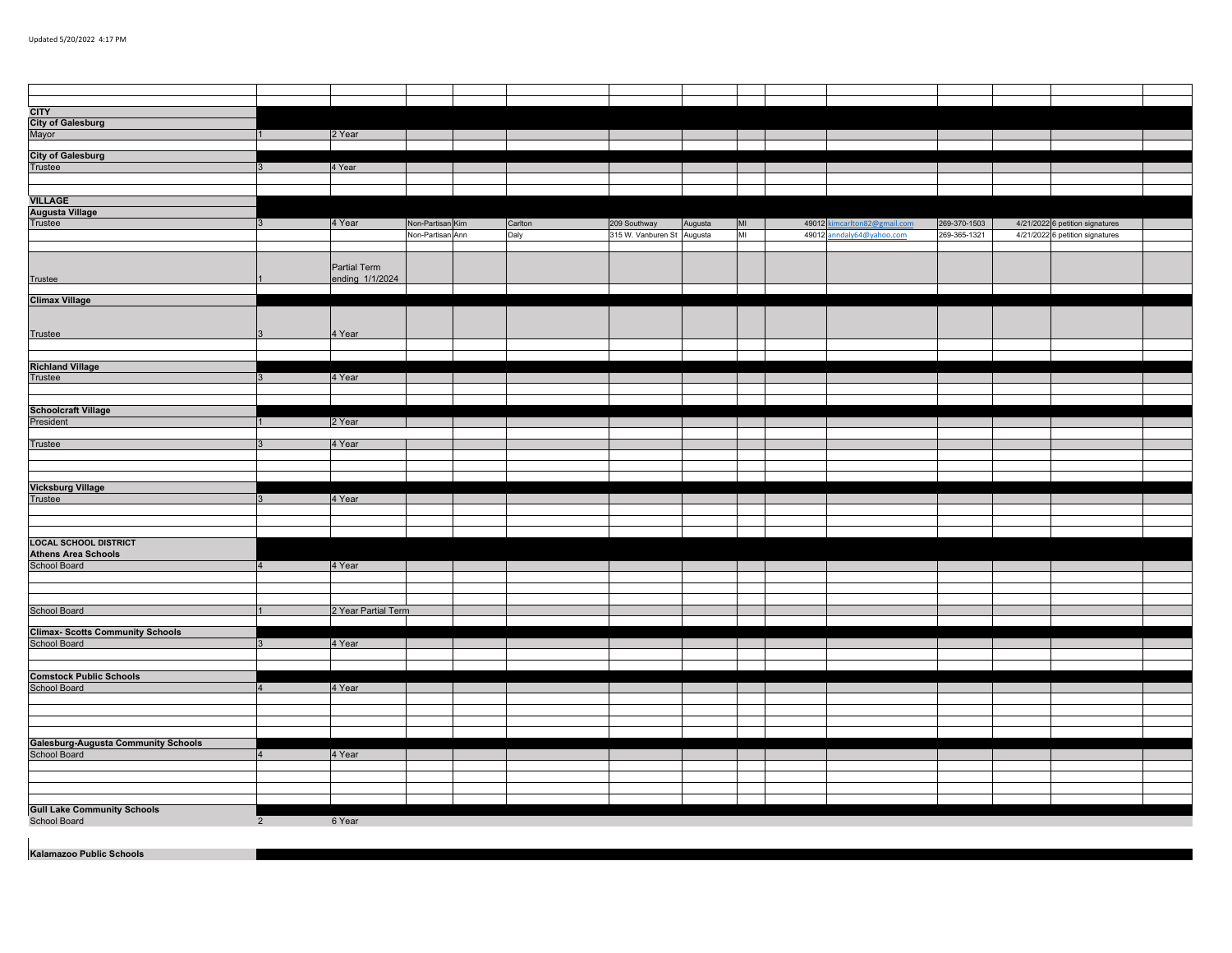Updated 5/20/2022 4:17 PM

| | | | | | | | | | | | | | | |
|---|---|---|---|---|---|---|---|---|---|---|---|---|---|---|
| **CITY** | | | | | | | | | | | | | | |
| **City of Galesburg** | | | | | | | | | | | | | | |
| Mayor | 1 | 2 Year | | | | | | | | | | | | |
| **City of Galesburg** | | | | | | | | | | | | | | |
| Trustee | 3 | 4 Year | | | | | | | | | | | | |
| **VILLAGE** | | | | | | | | | | | | | | |
| **Augusta Village** | | | | | | | | | | | | | | |
| Trustee | 3 | 4 Year | Non-Partisan | Kim | Carlton | 209 Southway | Augusta | MI | 49012 | kimcarlton82@gmail.com | 269-370-1503 | 4/21/2022 | 6 petition signatures | |
| | | | Non-Partisan | Ann | Daly | 315 W. Vanburen St | Augusta | MI | 49012 | anndaly64@yahoo.com | 269-365-1321 | 4/21/2022 | 6 petition signatures | |
| Trustee | 1 | Partial Term ending 1/1/2024 | | | | | | | | | | | | |
| **Climax Village** | | | | | | | | | | | | | | |
| Trustee | 3 | 4 Year | | | | | | | | | | | | |
| **Richland Village** | | | | | | | | | | | | | | |
| Trustee | 3 | 4 Year | | | | | | | | | | | | |
| **Schoolcraft Village** | | | | | | | | | | | | | | |
| President | 1 | 2 Year | | | | | | | | | | | | |
| Trustee | 3 | 4 Year | | | | | | | | | | | | |
| **Vicksburg Village** | | | | | | | | | | | | | | |
| Trustee | 3 | 4 Year | | | | | | | | | | | | |
| **LOCAL SCHOOL DISTRICT** | | | | | | | | | | | | | | |
| **Athens Area Schools** | | | | | | | | | | | | | | |
| School Board | 4 | 4 Year | | | | | | | | | | | | |
| School Board | 1 | 2 Year Partial Term | | | | | | | | | | | | |
| **Climax- Scotts Community Schools** | | | | | | | | | | | | | | |
| School Board | 3 | 4 Year | | | | | | | | | | | | |
| **Comstock Public Schools** | | | | | | | | | | | | | | |
| School Board | 4 | 4 Year | | | | | | | | | | | | |
| **Galesburg-Augusta Community Schools** | | | | | | | | | | | | | | |
| School Board | 4 | 4 Year | | | | | | | | | | | | |
| **Gull Lake Community Schools** | | | | | | | | | | | | | | |
| School Board | 2 | 6 Year | | | | | | | | | | | | |
| **Kalamazoo Public Schools** | | | | | | | | | | | | | | |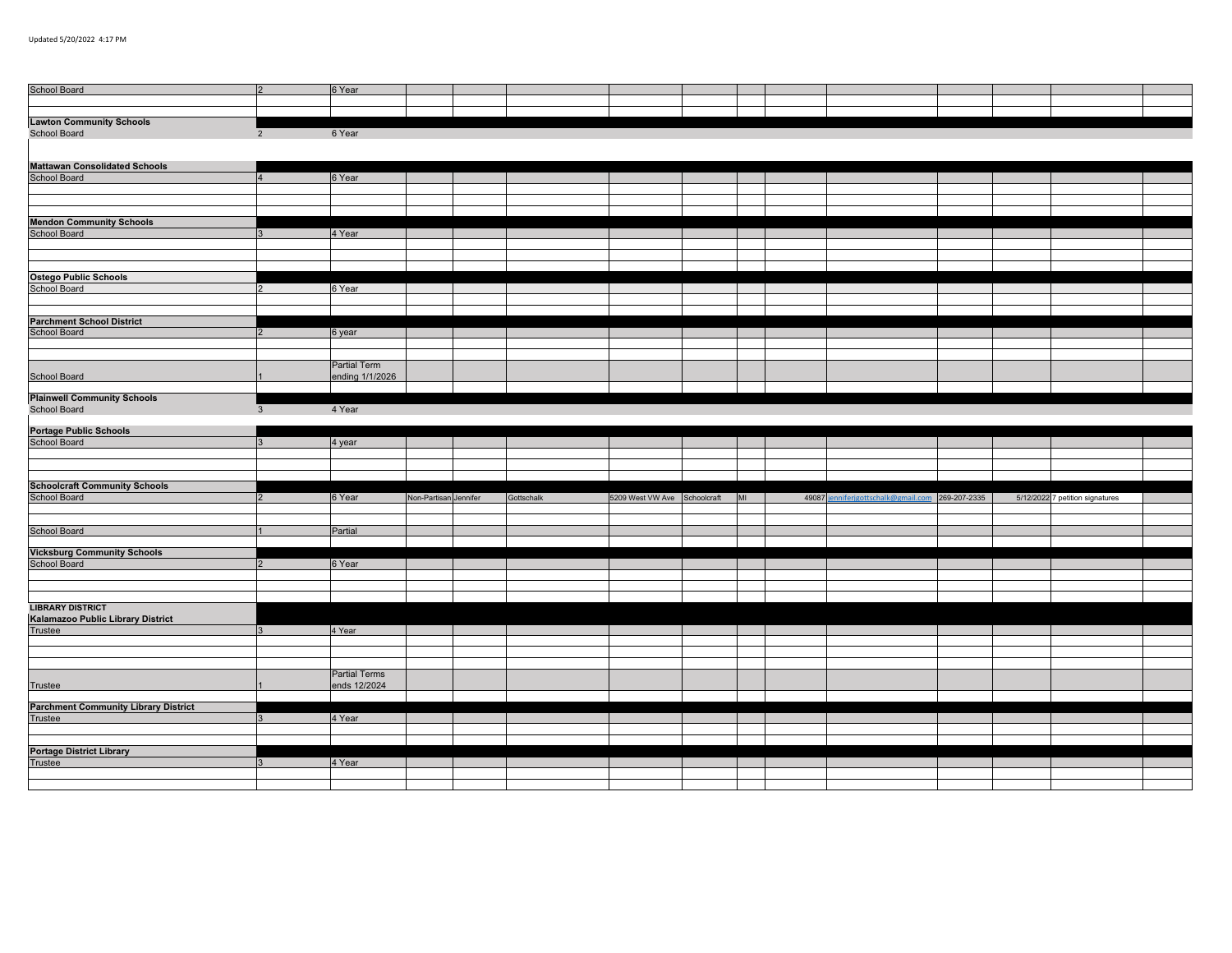Updated 5/20/2022 4:17 PM

| | | | | | | | | | | | | | | |
|---|---|---|---|---|---|---|---|---|---|---|---|---|---|---|
| School Board | 2 | 6 Year | | | | | | | | | | | | |
| | | | | | | | | | | | | | | |
| **Lawton Community Schools** | | | | | | | | | | | | | | |
| School Board | 2 | 6 Year | | | | | | | | | | | | |
| | | | | | | | | | | | | | | |
| **Mattawan Consolidated Schools** | | | | | | | | | | | | | | |
| School Board | 4 | 6 Year | | | | | | | | | | | | |
| | | | | | | | | | | | | | | |
| | | | | | | | | | | | | | | |
| | | | | | | | | | | | | | | |
| **Mendon Community Schools** | | | | | | | | | | | | | | |
| School Board | 3 | 4 Year | | | | | | | | | | | | |
| | | | | | | | | | | | | | | |
| | | | | | | | | | | | | | | |
| | | | | | | | | | | | | | | |
| **Ostego Public Schools** | | | | | | | | | | | | | | |
| School Board | 2 | 6 Year | | | | | | | | | | | | |
| | | | | | | | | | | | | | | |
| | | | | | | | | | | | | | | |
| **Parchment School District** | | | | | | | | | | | | | | |
| School Board | 2 | 6 year | | | | | | | | | | | | |
| | | | | | | | | | | | | | | |
| | | | | | | | | | | | | | | |
| School Board | 1 | Partial Term ending 1/1/2026 | | | | | | | | | | | | |
| | | | | | | | | | | | | | | |
| **Plainwell Community Schools** | | | | | | | | | | | | | | |
| School Board | 3 | 4 Year | | | | | | | | | | | | |
| | | | | | | | | | | | | | | |
| **Portage Public Schools** | | | | | | | | | | | | | | |
| School Board | 3 | 4 year | | | | | | | | | | | | |
| | | | | | | | | | | | | | | |
| | | | | | | | | | | | | | | |
| | | | | | | | | | | | | | | |
| **Schoolcraft Community Schools** | | | | | | | | | | | | | | |
| School Board | 2 | 6 Year | Non-Partisan | Jennifer | Gottschalk | 5209 West VW Ave | Schoolcraft | MI | 49087 | jennifergottschalk@gmail.com | 269-207-2335 | 5/12/2022 | 7 petition signatures | |
| | | | | | | | | | | | | | | |
| | | | | | | | | | | | | | | |
| School Board | 1 | Partial | | | | | | | | | | | | |
| | | | | | | | | | | | | | | |
| **Vicksburg Community Schools** | | | | | | | | | | | | | | |
| School Board | 2 | 6 Year | | | | | | | | | | | | |
| | | | | | | | | | | | | | | |
| | | | | | | | | | | | | | | |
| | | | | | | | | | | | | | | |
| **LIBRARY DISTRICT** | | | | | | | | | | | | | | |
| **Kalamazoo Public Library District** | | | | | | | | | | | | | | |
| Trustee | 3 | 4 Year | | | | | | | | | | | | |
| | | | | | | | | | | | | | | |
| | | | | | | | | | | | | | | |
| | | | | | | | | | | | | | | |
| Trustee | 1 | Partial Terms ends 12/2024 | | | | | | | | | | | | |
| | | | | | | | | | | | | | | |
| **Parchment Community Library District** | | | | | | | | | | | | | | |
| Trustee | 3 | 4 Year | | | | | | | | | | | | |
| | | | | | | | | | | | | | | |
| | | | | | | | | | | | | | | |
| **Portage District Library** | | | | | | | | | | | | | | |
| Trustee | 3 | 4 Year | | | | | | | | | | | | |
| | | | | | | | | | | | | | | |
| | | | | | | | | | | | | | | |